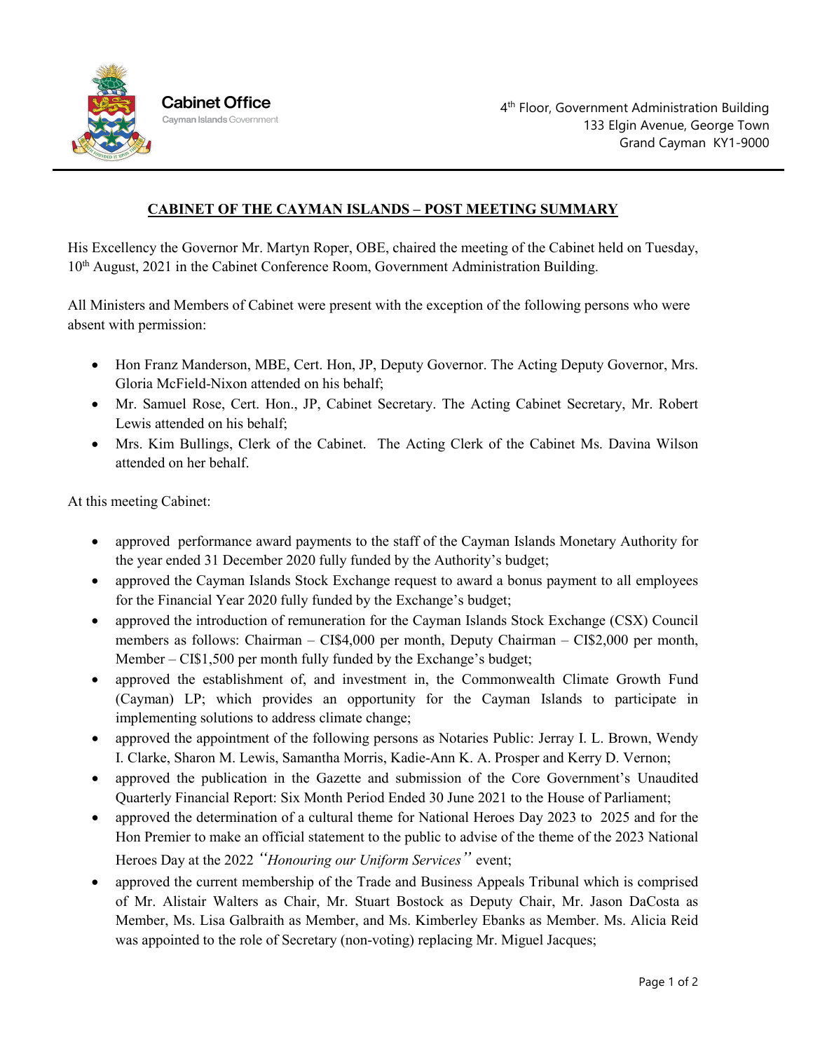**Cabinet Office**
Cayman Islands Government

4th Floor, Government Administration Building
133 Elgin Avenue, George Town
Grand Cayman KY1-9000

# CABINET OF THE CAYMAN ISLANDS – POST MEETING SUMMARY

His Excellency the Governor Mr. Martyn Roper, OBE, chaired the meeting of the Cabinet held on Tuesday, 10th August, 2021 in the Cabinet Conference Room, Government Administration Building.

All Ministers and Members of Cabinet were present with the exception of the following persons who were absent with permission:

- Hon Franz Manderson, MBE, Cert. Hon, JP, Deputy Governor. The Acting Deputy Governor, Mrs. Gloria McField-Nixon attended on his behalf;
- Mr. Samuel Rose, Cert. Hon., JP, Cabinet Secretary. The Acting Cabinet Secretary, Mr. Robert Lewis attended on his behalf;
- Mrs. Kim Bullings, Clerk of the Cabinet. The Acting Clerk of the Cabinet Ms. Davina Wilson attended on her behalf.

At this meeting Cabinet:

- approved performance award payments to the staff of the Cayman Islands Monetary Authority for the year ended 31 December 2020 fully funded by the Authority's budget;
- approved the Cayman Islands Stock Exchange request to award a bonus payment to all employees for the Financial Year 2020 fully funded by the Exchange's budget;
- approved the introduction of remuneration for the Cayman Islands Stock Exchange (CSX) Council members as follows: Chairman – CI$4,000 per month, Deputy Chairman – CI$2,000 per month, Member – CI$1,500 per month fully funded by the Exchange's budget;
- approved the establishment of, and investment in, the Commonwealth Climate Growth Fund (Cayman) LP; which provides an opportunity for the Cayman Islands to participate in implementing solutions to address climate change;
- approved the appointment of the following persons as Notaries Public: Jerray I. L. Brown, Wendy I. Clarke, Sharon M. Lewis, Samantha Morris, Kadie-Ann K. A. Prosper and Kerry D. Vernon;
- approved the publication in the Gazette and submission of the Core Government's Unaudited Quarterly Financial Report: Six Month Period Ended 30 June 2021 to the House of Parliament;
- approved the determination of a cultural theme for National Heroes Day 2023 to 2025 and for the Hon Premier to make an official statement to the public to advise of the theme of the 2023 National Heroes Day at the 2022 *"Honouring our Uniform Services"* event;
- approved the current membership of the Trade and Business Appeals Tribunal which is comprised of Mr. Alistair Walters as Chair, Mr. Stuart Bostock as Deputy Chair, Mr. Jason DaCosta as Member, Ms. Lisa Galbraith as Member, and Ms. Kimberley Ebanks as Member. Ms. Alicia Reid was appointed to the role of Secretary (non-voting) replacing Mr. Miguel Jacques;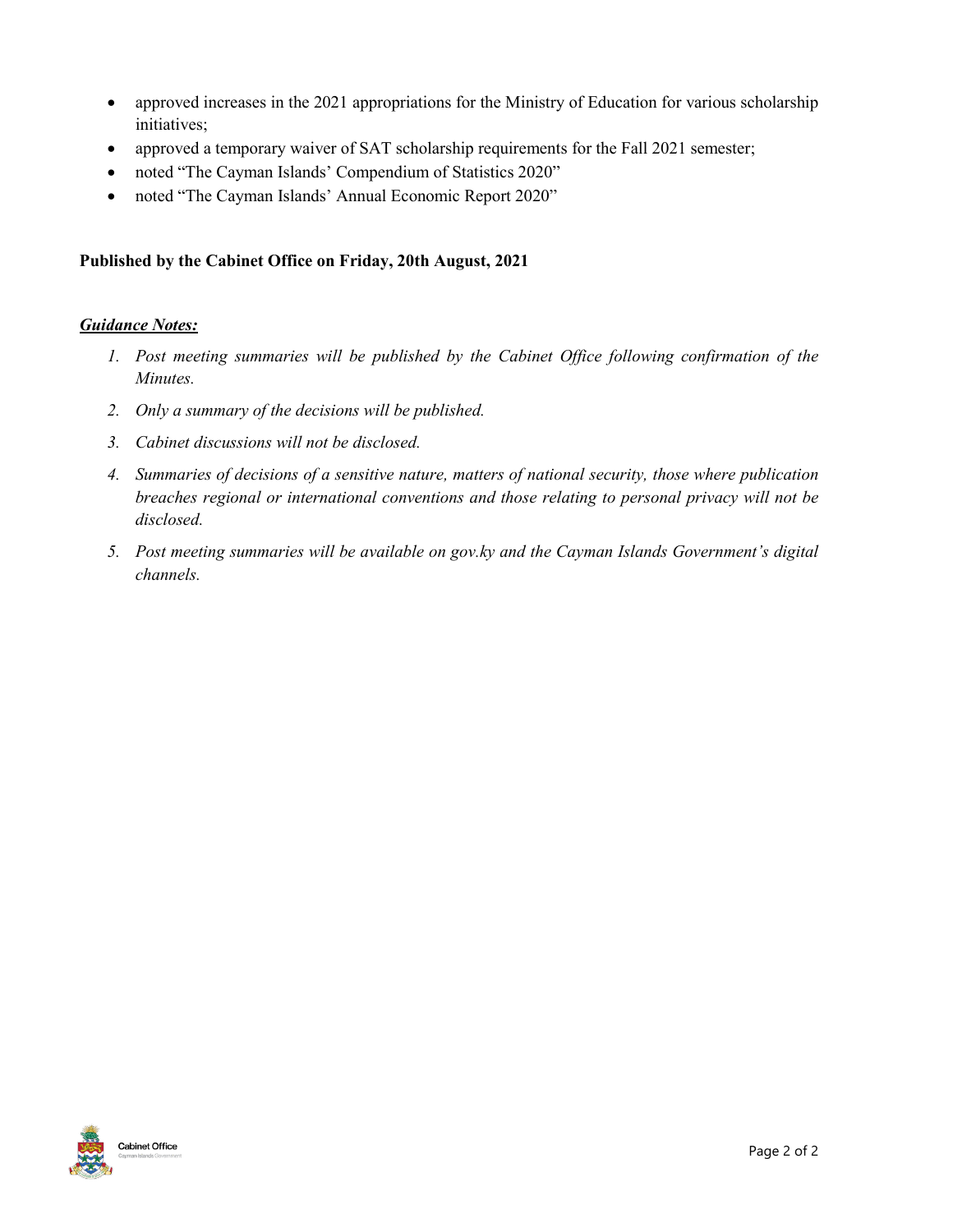- approved increases in the 2021 appropriations for the Ministry of Education for various scholarship initiatives;
- approved a temporary waiver of SAT scholarship requirements for the Fall 2021 semester;
- noted "The Cayman Islands' Compendium of Statistics 2020"
- noted "The Cayman Islands' Annual Economic Report 2020"

**Published by the Cabinet Office on Friday, 20th August, 2021**

***Guidance Notes:***

1. *Post meeting summaries will be published by the Cabinet Office following confirmation of the Minutes.*
2. *Only a summary of the decisions will be published.*
3. *Cabinet discussions will not be disclosed.*
4. *Summaries of decisions of a sensitive nature, matters of national security, those where publication breaches regional or international conventions and those relating to personal privacy will not be disclosed.*
5. *Post meeting summaries will be available on gov.ky and the Cayman Islands Government's digital channels.*